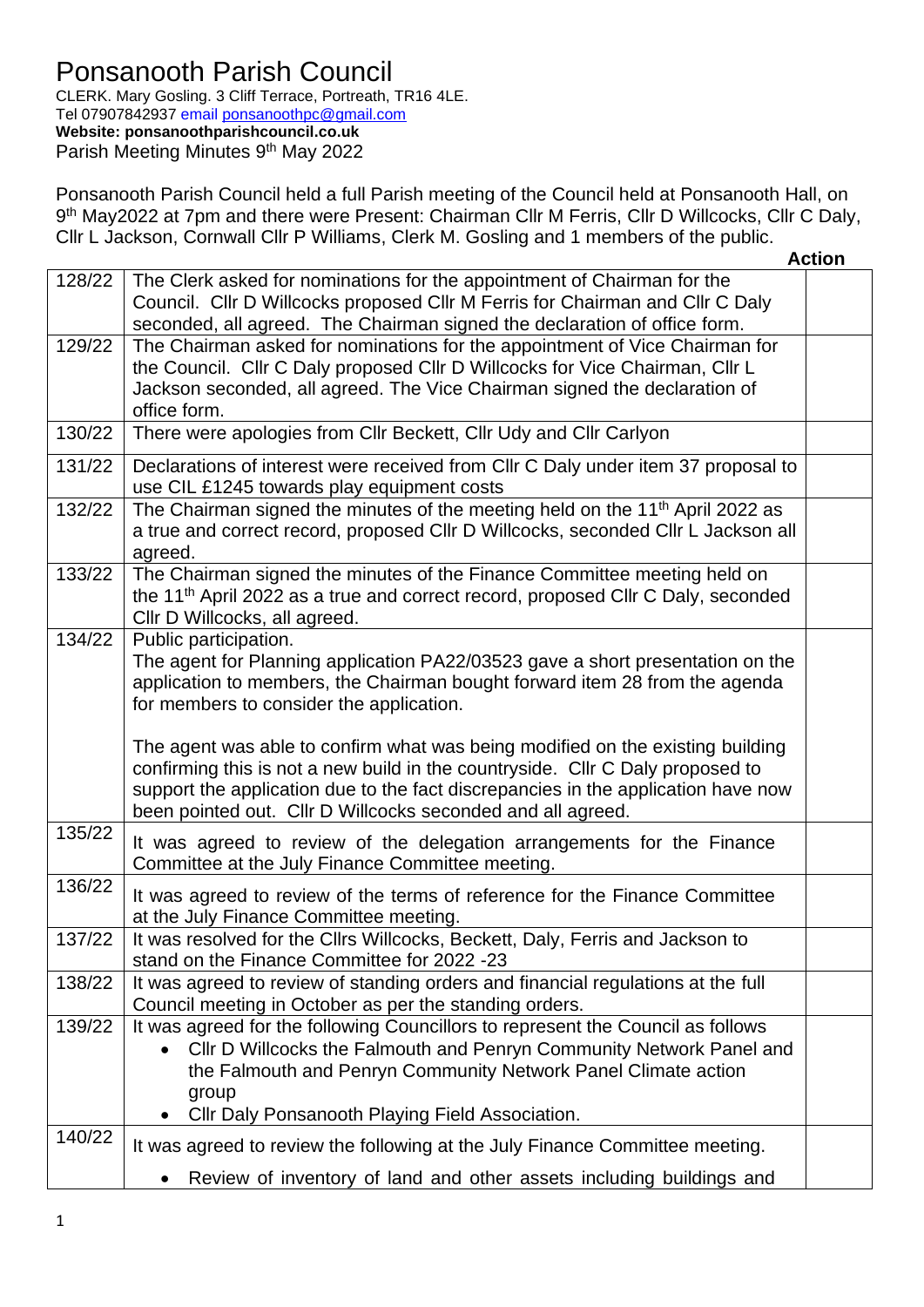# Ponsanooth Parish Council

CLERK. Mary Gosling. 3 Cliff Terrace, Portreath, TR16 4LE.
Tel 07907842937 email ponsanoothpc@gmail.com
**Website: ponsanoothparishcouncil.co.uk**
Parish Meeting Minutes 9th May 2022

Ponsanooth Parish Council held a full Parish meeting of the Council held at Ponsanooth Hall, on 9th May2022 at 7pm and there were Present: Chairman Cllr M Ferris, Cllr D Willcocks, Cllr C Daly, Cllr L Jackson, Cornwall Cllr P Williams, Clerk M. Gosling and 1 members of the public.

| | | Action |
|---|---|---|
| 128/22 | The Clerk asked for nominations for the appointment of Chairman for the Council. Cllr D Willcocks proposed Cllr M Ferris for Chairman and Cllr C Daly seconded, all agreed. The Chairman signed the declaration of office form. | |
| 129/22 | The Chairman asked for nominations for the appointment of Vice Chairman for the Council. Cllr C Daly proposed Cllr D Willcocks for Vice Chairman, Cllr L Jackson seconded, all agreed. The Vice Chairman signed the declaration of office form. | |
| 130/22 | There were apologies from Cllr Beckett, Cllr Udy and Cllr Carlyon | |
| 131/22 | Declarations of interest were received from Cllr C Daly under item 37 proposal to use CIL £1245 towards play equipment costs | |
| 132/22 | The Chairman signed the minutes of the meeting held on the 11th April 2022 as a true and correct record, proposed Cllr D Willcocks, seconded Cllr L Jackson all agreed. | |
| 133/22 | The Chairman signed the minutes of the Finance Committee meeting held on the 11th April 2022 as a true and correct record, proposed Cllr C Daly, seconded Cllr D Willcocks, all agreed. | |
| 134/22 | Public participation.<br>The agent for Planning application PA22/03523 gave a short presentation on the application to members, the Chairman bought forward item 28 from the agenda for members to consider the application.<br><br>The agent was able to confirm what was being modified on the existing building confirming this is not a new build in the countryside. Cllr C Daly proposed to support the application due to the fact discrepancies in the application have now been pointed out. Cllr D Willcocks seconded and all agreed. | |
| 135/22 | It was agreed to review of the delegation arrangements for the Finance Committee at the July Finance Committee meeting. | |
| 136/22 | It was agreed to review of the terms of reference for the Finance Committee at the July Finance Committee meeting. | |
| 137/22 | It was resolved for the Cllrs Willcocks, Beckett, Daly, Ferris and Jackson to stand on the Finance Committee for 2022 -23 | |
| 138/22 | It was agreed to review of standing orders and financial regulations at the full Council meeting in October as per the standing orders. | |
| 139/22 | It was agreed for the following Councillors to represent the Council as follows<br>• Cllr D Willcocks the Falmouth and Penryn Community Network Panel and the Falmouth and Penryn Community Network Panel Climate action group<br>• Cllr Daly Ponsanooth Playing Field Association. | |
| 140/22 | It was agreed to review the following at the July Finance Committee meeting.<br><br>• Review of inventory of land and other assets including buildings and | |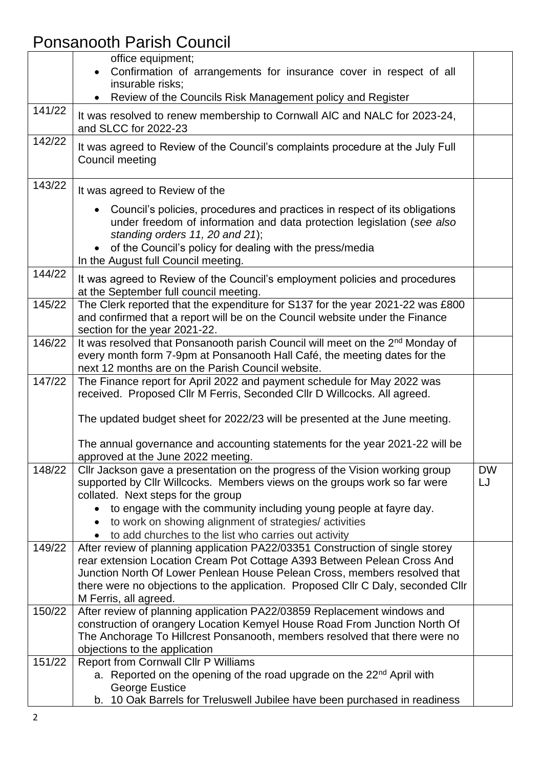# Ponsanooth Parish Council

| | | |
|---|---|---|
| | office equipment;<br>• Confirmation of arrangements for insurance cover in respect of all insurable risks;<br>• Review of the Councils Risk Management policy and Register | |
| 141/22 | It was resolved to renew membership to Cornwall AIC and NALC for 2023-24, and SLCC for 2022-23 | |
| 142/22 | It was agreed to Review of the Council's complaints procedure at the July Full Council meeting | |
| 143/22 | It was agreed to Review of the<br>• Council's policies, procedures and practices in respect of its obligations under freedom of information and data protection legislation (*see also standing orders 11, 20 and 21*);<br>• of the Council's policy for dealing with the press/media<br>In the August full Council meeting. | |
| 144/22 | It was agreed to Review of the Council's employment policies and procedures at the September full council meeting. | |
| 145/22 | The Clerk reported that the expenditure for S137 for the year 2021-22 was £800 and confirmed that a report will be on the Council website under the Finance section for the year 2021-22. | |
| 146/22 | It was resolved that Ponsanooth parish Council will meet on the 2nd Monday of every month form 7-9pm at Ponsanooth Hall Café, the meeting dates for the next 12 months are on the Parish Council website. | |
| 147/22 | The Finance report for April 2022 and payment schedule for May 2022 was received. Proposed Cllr M Ferris, Seconded Cllr D Willcocks. All agreed.<br><br>The updated budget sheet for 2022/23 will be presented at the June meeting.<br><br>The annual governance and accounting statements for the year 2021-22 will be approved at the June 2022 meeting. | |
| 148/22 | Cllr Jackson gave a presentation on the progress of the Vision working group supported by Cllr Willcocks. Members views on the groups work so far were collated. Next steps for the group<br>• to engage with the community including young people at fayre day.<br>• to work on showing alignment of strategies/ activities<br>• to add churches to the list who carries out activity | DW<br>LJ |
| 149/22 | After review of planning application PA22/03351 Construction of single storey rear extension Location Cream Pot Cottage A393 Between Pelean Cross And Junction North Of Lower Penlean House Pelean Cross, members resolved that there were no objections to the application. Proposed Cllr C Daly, seconded Cllr M Ferris, all agreed. | |
| 150/22 | After review of planning application PA22/03859 Replacement windows and construction of orangery Location Kemyel House Road From Junction North Of The Anchorage To Hillcrest Ponsanooth, members resolved that there were no objections to the application | |
| 151/22 | Report from Cornwall Cllr P Williams<br>a. Reported on the opening of the road upgrade on the 22nd April with George Eustice<br>b. 10 Oak Barrels for Treluswell Jubilee have been purchased in readiness | |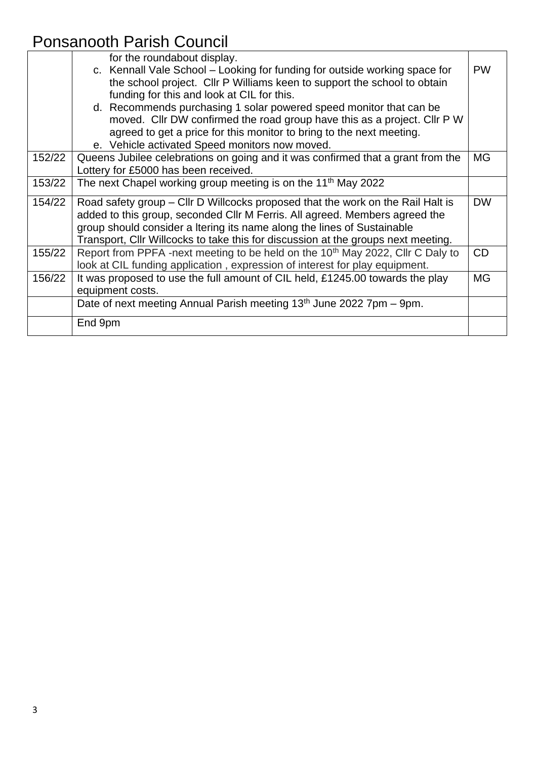# Ponsanooth Parish Council

| | | |
|---|---|---|
| | for the roundabout display.<br>c. Kennall Vale School – Looking for funding for outside working space for the school project. Cllr P Williams keen to support the school to obtain funding for this and look at CIL for this.<br>d. Recommends purchasing 1 solar powered speed monitor that can be moved. Cllr DW confirmed the road group have this as a project. Cllr P W agreed to get a price for this monitor to bring to the next meeting.<br>e. Vehicle activated Speed monitors now moved. | PW |
| 152/22 | Queens Jubilee celebrations on going and it was confirmed that a grant from the Lottery for £5000 has been received. | MG |
| 153/22 | The next Chapel working group meeting is on the 11th May 2022 | |
| 154/22 | Road safety group – Cllr D Willcocks proposed that the work on the Rail Halt is added to this group, seconded Cllr M Ferris. All agreed. Members agreed the group should consider a ltering its name along the lines of Sustainable Transport, Cllr Willcocks to take this for discussion at the groups next meeting. | DW |
| 155/22 | Report from PPFA -next meeting to be held on the 10th May 2022, Cllr C Daly to look at CIL funding application , expression of interest for play equipment. | CD |
| 156/22 | It was proposed to use the full amount of CIL held, £1245.00 towards the play equipment costs. | MG |
| | Date of next meeting Annual Parish meeting 13th June 2022 7pm – 9pm. | |
| | End 9pm | |